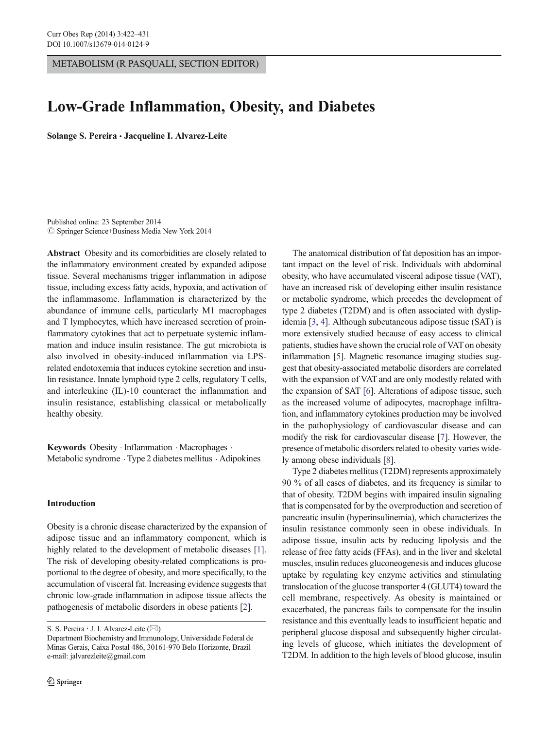METABOLISM (R PASQUALI, SECTION EDITOR)

# Low-Grade Inflammation, Obesity, and Diabetes

**Solange S. Pereira · Jacqueline I. Alvarez-Leite**

Published online: 23 September 2014
© Springer Science+Business Media New York 2014

**Abstract** Obesity and its comorbidities are closely related to the inflammatory environment created by expanded adipose tissue. Several mechanisms trigger inflammation in adipose tissue, including excess fatty acids, hypoxia, and activation of the inflammasome. Inflammation is characterized by the abundance of immune cells, particularly M1 macrophages and T lymphocytes, which have increased secretion of proinflammatory cytokines that act to perpetuate systemic inflammation and induce insulin resistance. The gut microbiota is also involved in obesity-induced inflammation via LPS-related endotoxemia that induces cytokine secretion and insulin resistance. Innate lymphoid type 2 cells, regulatory T cells, and interleukine (IL)-10 counteract the inflammation and insulin resistance, establishing classical or metabolically healthy obesity.

**Keywords** Obesity · Inflammation · Macrophages · Metabolic syndrome · Type 2 diabetes mellitus · Adipokines

## Introduction

Obesity is a chronic disease characterized by the expansion of adipose tissue and an inflammatory component, which is highly related to the development of metabolic diseases [1]. The risk of developing obesity-related complications is proportional to the degree of obesity, and more specifically, to the accumulation of visceral fat. Increasing evidence suggests that chronic low-grade inflammation in adipose tissue affects the pathogenesis of metabolic disorders in obese patients [2].

The anatomical distribution of fat deposition has an important impact on the level of risk. Individuals with abdominal obesity, who have accumulated visceral adipose tissue (VAT), have an increased risk of developing either insulin resistance or metabolic syndrome, which precedes the development of type 2 diabetes (T2DM) and is often associated with dyslipidemia [3, 4]. Although subcutaneous adipose tissue (SAT) is more extensively studied because of easy access to clinical patients, studies have shown the crucial role of VAT on obesity inflammation [5]. Magnetic resonance imaging studies suggest that obesity-associated metabolic disorders are correlated with the expansion of VAT and are only modestly related with the expansion of SAT [6]. Alterations of adipose tissue, such as the increased volume of adipocytes, macrophage infiltration, and inflammatory cytokines production may be involved in the pathophysiology of cardiovascular disease and can modify the risk for cardiovascular disease [7]. However, the presence of metabolic disorders related to obesity varies widely among obese individuals [8].

Type 2 diabetes mellitus (T2DM) represents approximately 90 % of all cases of diabetes, and its frequency is similar to that of obesity. T2DM begins with impaired insulin signaling that is compensated for by the overproduction and secretion of pancreatic insulin (hyperinsulinemia), which characterizes the insulin resistance commonly seen in obese individuals. In adipose tissue, insulin acts by reducing lipolysis and the release of free fatty acids (FFAs), and in the liver and skeletal muscles, insulin reduces gluconeogenesis and induces glucose uptake by regulating key enzyme activities and stimulating translocation of the glucose transporter 4 (GLUT4) toward the cell membrane, respectively. As obesity is maintained or exacerbated, the pancreas fails to compensate for the insulin resistance and this eventually leads to insufficient hepatic and peripheral glucose disposal and subsequently higher circulating levels of glucose, which initiates the development of T2DM. In addition to the high levels of blood glucose, insulin

S. S. Pereira · J. I. Alvarez-Leite (✉)
Department Biochemistry and Immunology, Universidade Federal de Minas Gerais, Caixa Postal 486, 30161-970 Belo Horizonte, Brazil
e-mail: jalvarezleite@gmail.com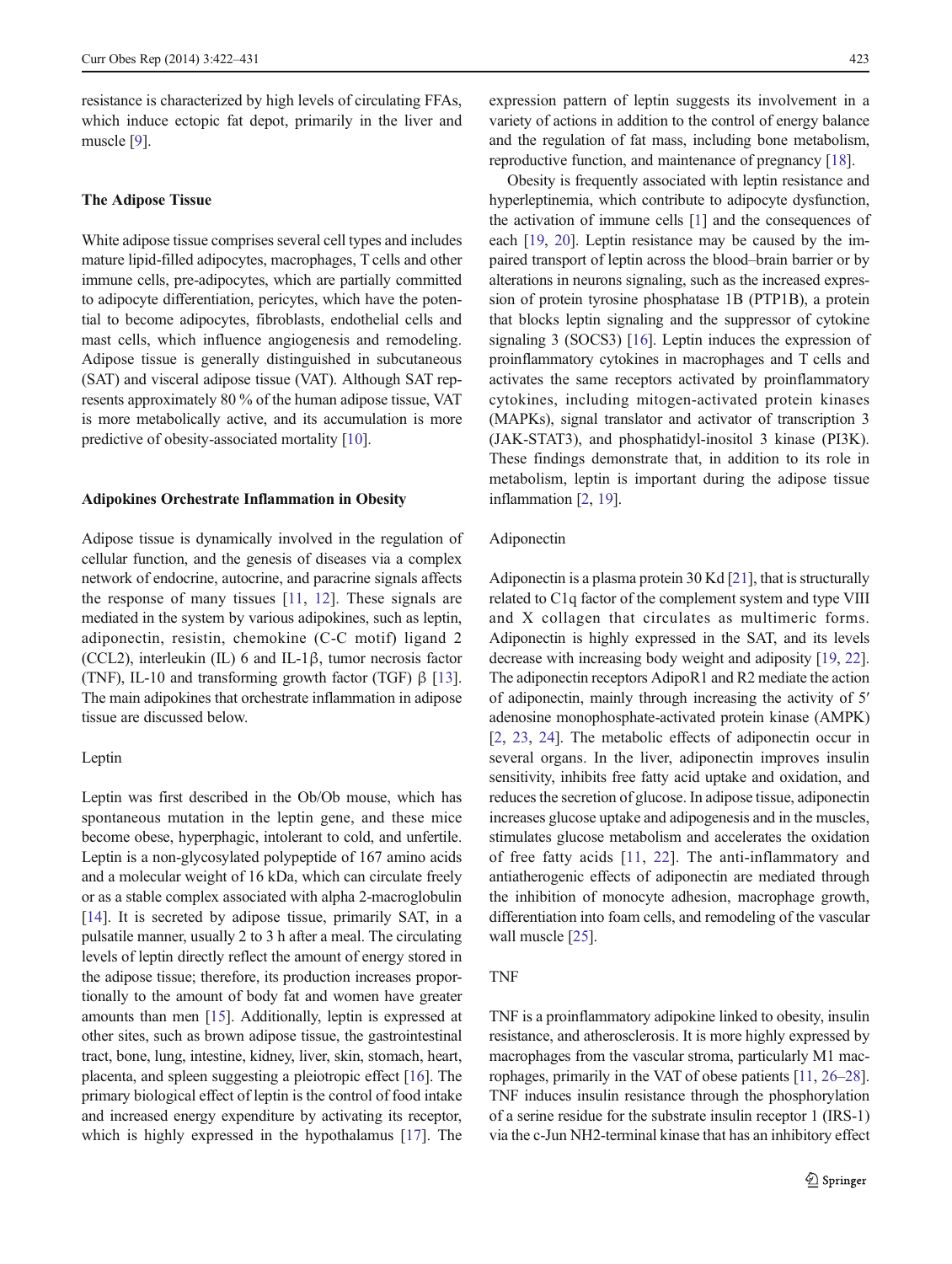resistance is characterized by high levels of circulating FFAs, which induce ectopic fat depot, primarily in the liver and muscle [9].

## The Adipose Tissue

White adipose tissue comprises several cell types and includes mature lipid-filled adipocytes, macrophages, T cells and other immune cells, pre-adipocytes, which are partially committed to adipocyte differentiation, pericytes, which have the potential to become adipocytes, fibroblasts, endothelial cells and mast cells, which influence angiogenesis and remodeling. Adipose tissue is generally distinguished in subcutaneous (SAT) and visceral adipose tissue (VAT). Although SAT represents approximately 80 % of the human adipose tissue, VAT is more metabolically active, and its accumulation is more predictive of obesity-associated mortality [10].

## Adipokines Orchestrate Inflammation in Obesity

Adipose tissue is dynamically involved in the regulation of cellular function, and the genesis of diseases via a complex network of endocrine, autocrine, and paracrine signals affects the response of many tissues [11, 12]. These signals are mediated in the system by various adipokines, such as leptin, adiponectin, resistin, chemokine (C-C motif) ligand 2 (CCL2), interleukin (IL) 6 and IL-1β, tumor necrosis factor (TNF), IL-10 and transforming growth factor (TGF) β [13]. The main adipokines that orchestrate inflammation in adipose tissue are discussed below.

### Leptin

Leptin was first described in the Ob/Ob mouse, which has spontaneous mutation in the leptin gene, and these mice become obese, hyperphagic, intolerant to cold, and unfertile. Leptin is a non-glycosylated polypeptide of 167 amino acids and a molecular weight of 16 kDa, which can circulate freely or as a stable complex associated with alpha 2-macroglobulin [14]. It is secreted by adipose tissue, primarily SAT, in a pulsatile manner, usually 2 to 3 h after a meal. The circulating levels of leptin directly reflect the amount of energy stored in the adipose tissue; therefore, its production increases proportionally to the amount of body fat and women have greater amounts than men [15]. Additionally, leptin is expressed at other sites, such as brown adipose tissue, the gastrointestinal tract, bone, lung, intestine, kidney, liver, skin, stomach, heart, placenta, and spleen suggesting a pleiotropic effect [16]. The primary biological effect of leptin is the control of food intake and increased energy expenditure by activating its receptor, which is highly expressed in the hypothalamus [17]. The expression pattern of leptin suggests its involvement in a variety of actions in addition to the control of energy balance and the regulation of fat mass, including bone metabolism, reproductive function, and maintenance of pregnancy [18].

Obesity is frequently associated with leptin resistance and hyperleptinemia, which contribute to adipocyte dysfunction, the activation of immune cells [1] and the consequences of each [19, 20]. Leptin resistance may be caused by the impaired transport of leptin across the blood–brain barrier or by alterations in neurons signaling, such as the increased expression of protein tyrosine phosphatase 1B (PTP1B), a protein that blocks leptin signaling and the suppressor of cytokine signaling 3 (SOCS3) [16]. Leptin induces the expression of proinflammatory cytokines in macrophages and T cells and activates the same receptors activated by proinflammatory cytokines, including mitogen-activated protein kinases (MAPKs), signal translator and activator of transcription 3 (JAK-STAT3), and phosphatidyl-inositol 3 kinase (PI3K). These findings demonstrate that, in addition to its role in metabolism, leptin is important during the adipose tissue inflammation [2, 19].

### Adiponectin

Adiponectin is a plasma protein 30 Kd [21], that is structurally related to C1q factor of the complement system and type VIII and X collagen that circulates as multimeric forms. Adiponectin is highly expressed in the SAT, and its levels decrease with increasing body weight and adiposity [19, 22]. The adiponectin receptors AdipoR1 and R2 mediate the action of adiponectin, mainly through increasing the activity of 5′ adenosine monophosphate-activated protein kinase (AMPK) [2, 23, 24]. The metabolic effects of adiponectin occur in several organs. In the liver, adiponectin improves insulin sensitivity, inhibits free fatty acid uptake and oxidation, and reduces the secretion of glucose. In adipose tissue, adiponectin increases glucose uptake and adipogenesis and in the muscles, stimulates glucose metabolism and accelerates the oxidation of free fatty acids [11, 22]. The anti-inflammatory and antiatherogenic effects of adiponectin are mediated through the inhibition of monocyte adhesion, macrophage growth, differentiation into foam cells, and remodeling of the vascular wall muscle [25].

### TNF

TNF is a proinflammatory adipokine linked to obesity, insulin resistance, and atherosclerosis. It is more highly expressed by macrophages from the vascular stroma, particularly M1 macrophages, primarily in the VAT of obese patients [11, 26–28]. TNF induces insulin resistance through the phosphorylation of a serine residue for the substrate insulin receptor 1 (IRS-1) via the c-Jun NH2-terminal kinase that has an inhibitory effect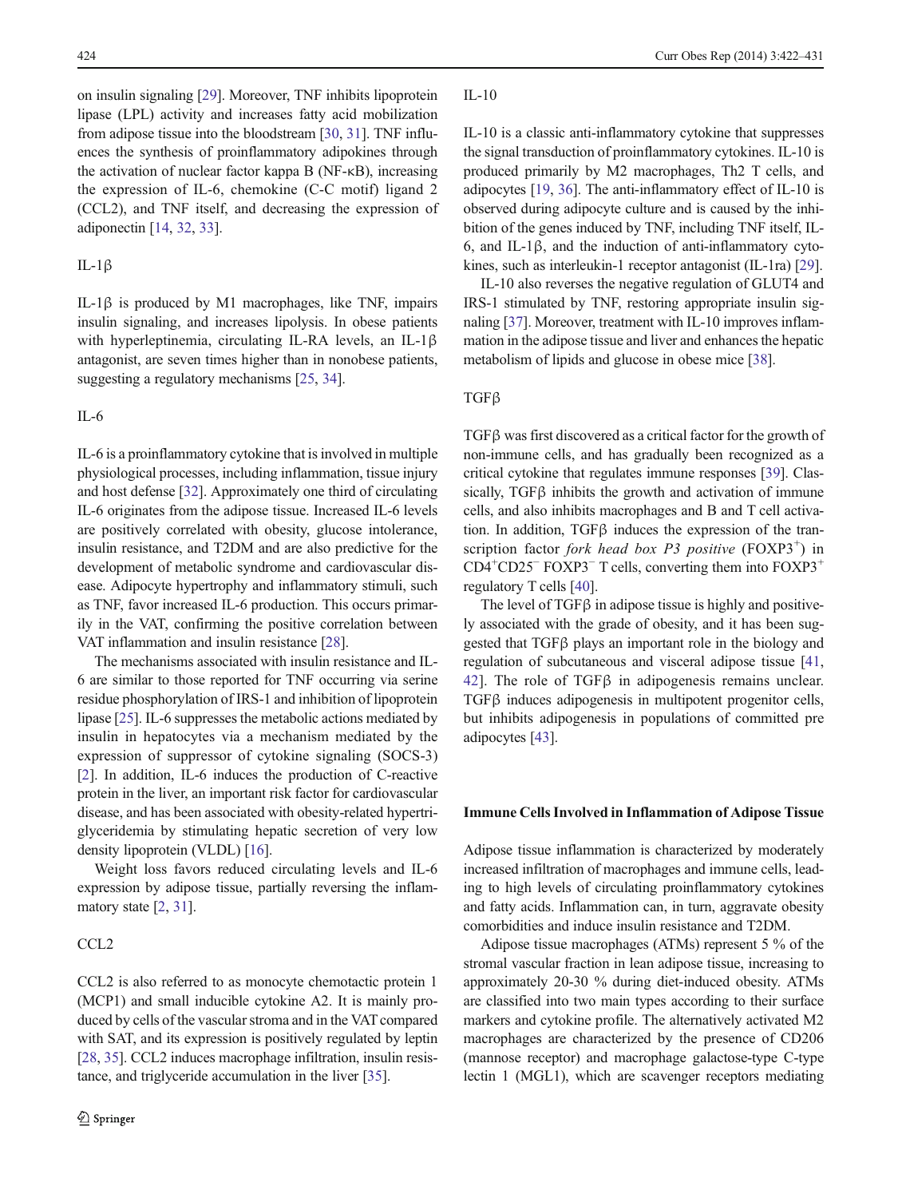on insulin signaling [29]. Moreover, TNF inhibits lipoprotein lipase (LPL) activity and increases fatty acid mobilization from adipose tissue into the bloodstream [30, 31]. TNF influences the synthesis of proinflammatory adipokines through the activation of nuclear factor kappa B (NF-κB), increasing the expression of IL-6, chemokine (C-C motif) ligand 2 (CCL2), and TNF itself, and decreasing the expression of adiponectin [14, 32, 33].

### IL-1β

IL-1β is produced by M1 macrophages, like TNF, impairs insulin signaling, and increases lipolysis. In obese patients with hyperleptinemia, circulating IL-RA levels, an IL-1β antagonist, are seven times higher than in nonobese patients, suggesting a regulatory mechanisms [25, 34].

### IL-6

IL-6 is a proinflammatory cytokine that is involved in multiple physiological processes, including inflammation, tissue injury and host defense [32]. Approximately one third of circulating IL-6 originates from the adipose tissue. Increased IL-6 levels are positively correlated with obesity, glucose intolerance, insulin resistance, and T2DM and are also predictive for the development of metabolic syndrome and cardiovascular disease. Adipocyte hypertrophy and inflammatory stimuli, such as TNF, favor increased IL-6 production. This occurs primarily in the VAT, confirming the positive correlation between VAT inflammation and insulin resistance [28].

The mechanisms associated with insulin resistance and IL-6 are similar to those reported for TNF occurring via serine residue phosphorylation of IRS-1 and inhibition of lipoprotein lipase [25]. IL-6 suppresses the metabolic actions mediated by insulin in hepatocytes via a mechanism mediated by the expression of suppressor of cytokine signaling (SOCS-3) [2]. In addition, IL-6 induces the production of C-reactive protein in the liver, an important risk factor for cardiovascular disease, and has been associated with obesity-related hypertriglyceridemia by stimulating hepatic secretion of very low density lipoprotein (VLDL) [16].

Weight loss favors reduced circulating levels and IL-6 expression by adipose tissue, partially reversing the inflammatory state [2, 31].

### CCL2

CCL2 is also referred to as monocyte chemotactic protein 1 (MCP1) and small inducible cytokine A2. It is mainly produced by cells of the vascular stroma and in the VAT compared with SAT, and its expression is positively regulated by leptin [28, 35]. CCL2 induces macrophage infiltration, insulin resistance, and triglyceride accumulation in the liver [35].

### IL-10

IL-10 is a classic anti-inflammatory cytokine that suppresses the signal transduction of proinflammatory cytokines. IL-10 is produced primarily by M2 macrophages, Th2 T cells, and adipocytes [19, 36]. The anti-inflammatory effect of IL-10 is observed during adipocyte culture and is caused by the inhibition of the genes induced by TNF, including TNF itself, IL-6, and IL-1β, and the induction of anti-inflammatory cytokines, such as interleukin-1 receptor antagonist (IL-1ra) [29].

IL-10 also reverses the negative regulation of GLUT4 and IRS-1 stimulated by TNF, restoring appropriate insulin signaling [37]. Moreover, treatment with IL-10 improves inflammation in the adipose tissue and liver and enhances the hepatic metabolism of lipids and glucose in obese mice [38].

### TGFβ

TGFβ was first discovered as a critical factor for the growth of non-immune cells, and has gradually been recognized as a critical cytokine that regulates immune responses [39]. Classically, TGFβ inhibits the growth and activation of immune cells, and also inhibits macrophages and B and T cell activation. In addition, TGFβ induces the expression of the transcription factor *fork head box P3 positive* ($FOXP3^+$) in $CD4^+CD25^-$ $FOXP3^-$ T cells, converting them into $FOXP3^+$ regulatory T cells [40].

The level of TGFβ in adipose tissue is highly and positively associated with the grade of obesity, and it has been suggested that TGFβ plays an important role in the biology and regulation of subcutaneous and visceral adipose tissue [41, 42]. The role of TGFβ in adipogenesis remains unclear. TGFβ induces adipogenesis in multipotent progenitor cells, but inhibits adipogenesis in populations of committed pre adipocytes [43].

## Immune Cells Involved in Inflammation of Adipose Tissue

Adipose tissue inflammation is characterized by moderately increased infiltration of macrophages and immune cells, leading to high levels of circulating proinflammatory cytokines and fatty acids. Inflammation can, in turn, aggravate obesity comorbidities and induce insulin resistance and T2DM.

Adipose tissue macrophages (ATMs) represent 5 % of the stromal vascular fraction in lean adipose tissue, increasing to approximately 20-30 % during diet-induced obesity. ATMs are classified into two main types according to their surface markers and cytokine profile. The alternatively activated M2 macrophages are characterized by the presence of CD206 (mannose receptor) and macrophage galactose-type C-type lectin 1 (MGL1), which are scavenger receptors mediating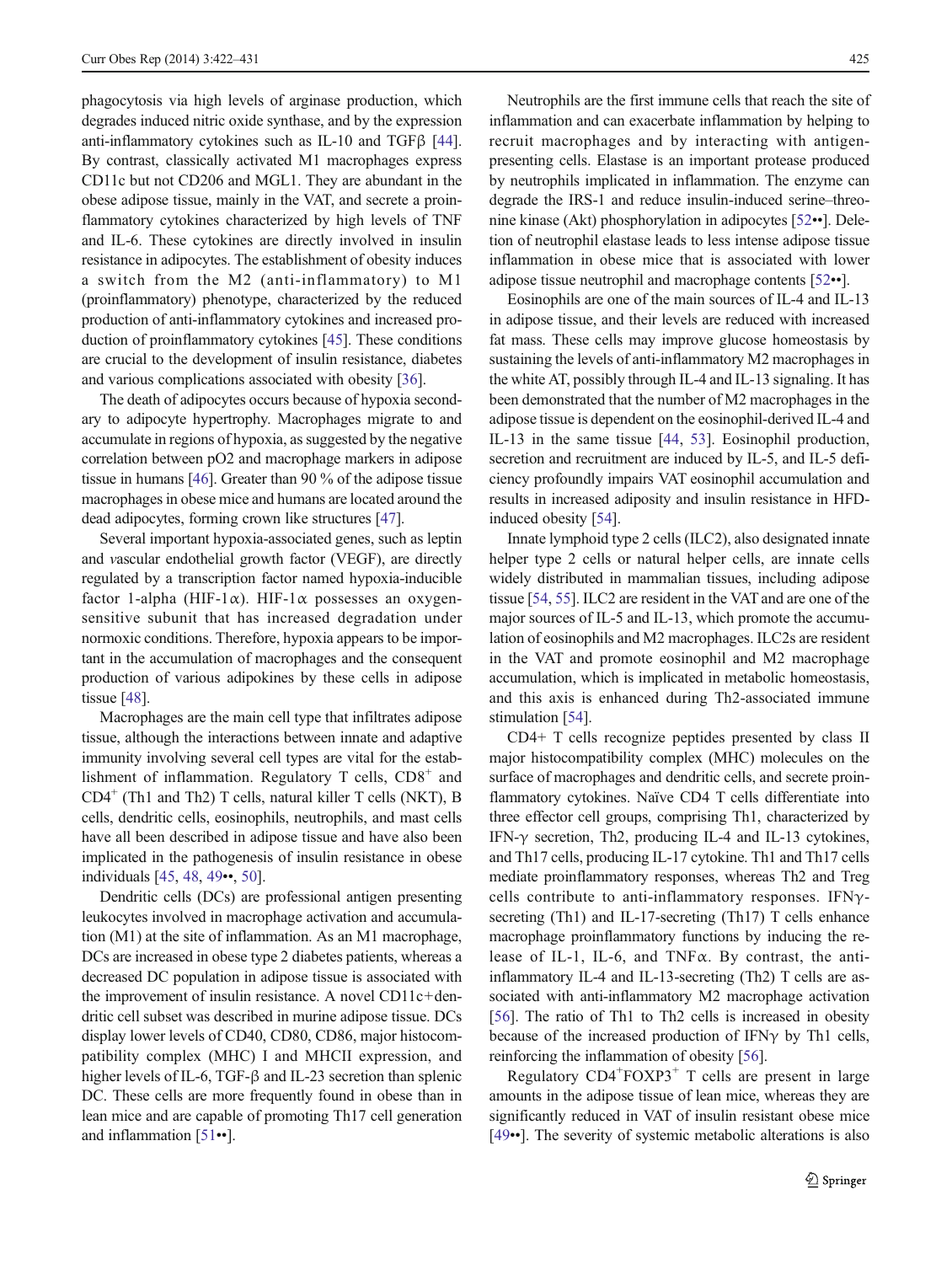phagocytosis via high levels of arginase production, which degrades induced nitric oxide synthase, and by the expression anti-inflammatory cytokines such as IL-10 and TGFβ [44]. By contrast, classically activated M1 macrophages express CD11c but not CD206 and MGL1. They are abundant in the obese adipose tissue, mainly in the VAT, and secrete a proinflammatory cytokines characterized by high levels of TNF and IL-6. These cytokines are directly involved in insulin resistance in adipocytes. The establishment of obesity induces a switch from the M2 (anti-inflammatory) to M1 (proinflammatory) phenotype, characterized by the reduced production of anti-inflammatory cytokines and increased production of proinflammatory cytokines [45]. These conditions are crucial to the development of insulin resistance, diabetes and various complications associated with obesity [36].

The death of adipocytes occurs because of hypoxia secondary to adipocyte hypertrophy. Macrophages migrate to and accumulate in regions of hypoxia, as suggested by the negative correlation between pO2 and macrophage markers in adipose tissue in humans [46]. Greater than 90 % of the adipose tissue macrophages in obese mice and humans are located around the dead adipocytes, forming crown like structures [47].

Several important hypoxia-associated genes, such as leptin and *v*ascular endothelial growth factor (VEGF), are directly regulated by a transcription factor named hypoxia-inducible factor 1-alpha (HIF-1α). HIF-1α possesses an oxygen-sensitive subunit that has increased degradation under normoxic conditions. Therefore, hypoxia appears to be important in the accumulation of macrophages and the consequent production of various adipokines by these cells in adipose tissue [48].

Macrophages are the main cell type that infiltrates adipose tissue, although the interactions between innate and adaptive immunity involving several cell types are vital for the establishment of inflammation. Regulatory T cells, $CD8^+$ and $CD4^+$ (Th1 and Th2) T cells, natural killer T cells (NKT), B cells, dendritic cells, eosinophils, neutrophils, and mast cells have all been described in adipose tissue and have also been implicated in the pathogenesis of insulin resistance in obese individuals [45, 48, 49••, 50].

Dendritic cells (DCs) are professional antigen presenting leukocytes involved in macrophage activation and accumulation (M1) at the site of inflammation. As an M1 macrophage, DCs are increased in obese type 2 diabetes patients, whereas a decreased DC population in adipose tissue is associated with the improvement of insulin resistance. A novel CD11c+dendritic cell subset was described in murine adipose tissue. DCs display lower levels of CD40, CD80, CD86, major histocompatibility complex (MHC) I and MHCII expression, and higher levels of IL-6, TGF-β and IL-23 secretion than splenic DC. These cells are more frequently found in obese than in lean mice and are capable of promoting Th17 cell generation and inflammation [51••].

Neutrophils are the first immune cells that reach the site of inflammation and can exacerbate inflammation by helping to recruit macrophages and by interacting with antigen-presenting cells. Elastase is an important protease produced by neutrophils implicated in inflammation. The enzyme can degrade the IRS-1 and reduce insulin-induced serine–threonine kinase (Akt) phosphorylation in adipocytes [52••]. Deletion of neutrophil elastase leads to less intense adipose tissue inflammation in obese mice that is associated with lower adipose tissue neutrophil and macrophage contents [52••].

Eosinophils are one of the main sources of IL-4 and IL-13 in adipose tissue, and their levels are reduced with increased fat mass. These cells may improve glucose homeostasis by sustaining the levels of anti-inflammatory M2 macrophages in the white AT, possibly through IL-4 and IL-13 signaling. It has been demonstrated that the number of M2 macrophages in the adipose tissue is dependent on the eosinophil-derived IL-4 and IL-13 in the same tissue [44, 53]. Eosinophil production, secretion and recruitment are induced by IL-5, and IL-5 deficiency profoundly impairs VAT eosinophil accumulation and results in increased adiposity and insulin resistance in HFD-induced obesity [54].

Innate lymphoid type 2 cells (ILC2), also designated innate helper type 2 cells or natural helper cells, are innate cells widely distributed in mammalian tissues, including adipose tissue [54, 55]. ILC2 are resident in the VAT and are one of the major sources of IL-5 and IL-13, which promote the accumulation of eosinophils and M2 macrophages. ILC2s are resident in the VAT and promote eosinophil and M2 macrophage accumulation, which is implicated in metabolic homeostasis, and this axis is enhanced during Th2-associated immune stimulation [54].

CD4+ T cells recognize peptides presented by class II major histocompatibility complex (MHC) molecules on the surface of macrophages and dendritic cells, and secrete proinflammatory cytokines. Naïve CD4 T cells differentiate into three effector cell groups, comprising Th1, characterized by IFN-γ secretion, Th2, producing IL-4 and IL-13 cytokines, and Th17 cells, producing IL-17 cytokine. Th1 and Th17 cells mediate proinflammatory responses, whereas Th2 and Treg cells contribute to anti-inflammatory responses. IFNγ-secreting (Th1) and IL-17-secreting (Th17) T cells enhance macrophage proinflammatory functions by inducing the release of IL-1, IL-6, and TNFα. By contrast, the anti-inflammatory IL-4 and IL-13-secreting (Th2) T cells are associated with anti-inflammatory M2 macrophage activation [56]. The ratio of Th1 to Th2 cells is increased in obesity because of the increased production of IFNγ by Th1 cells, reinforcing the inflammation of obesity [56].

Regulatory $CD4^+FOXP3^+$ T cells are present in large amounts in the adipose tissue of lean mice, whereas they are significantly reduced in VAT of insulin resistant obese mice [49••]. The severity of systemic metabolic alterations is also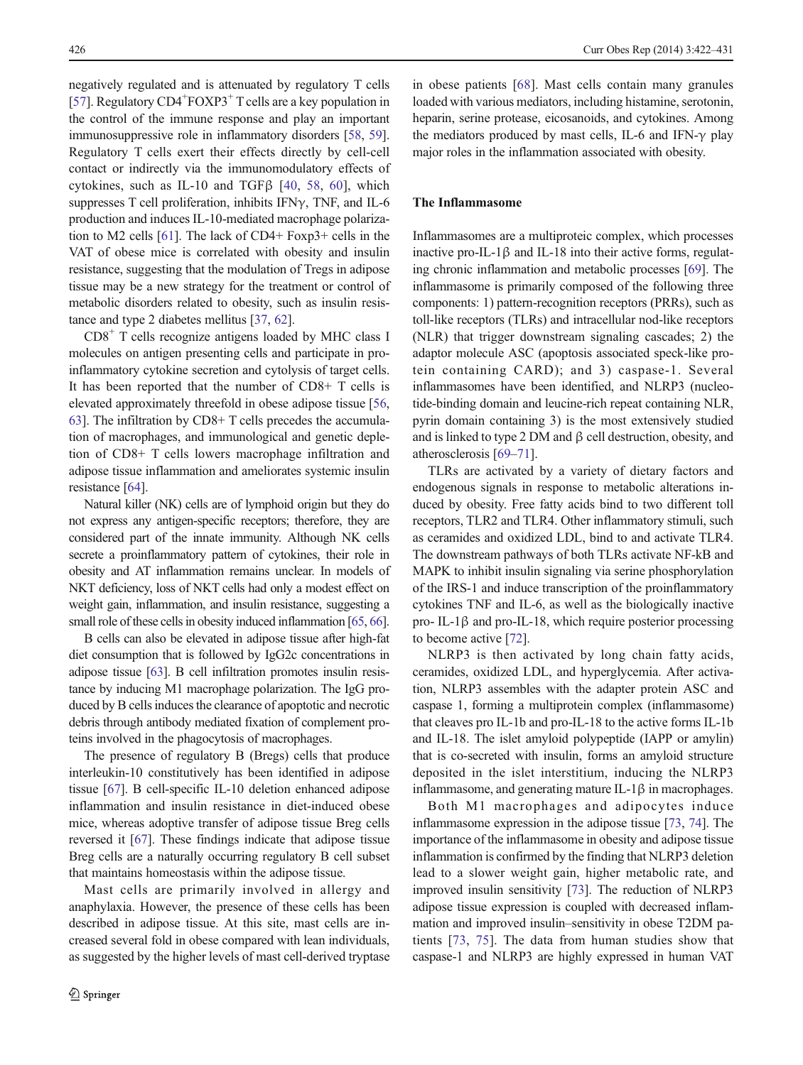negatively regulated and is attenuated by regulatory T cells [57]. Regulatory CD4$^+$FOXP3$^+$ T cells are a key population in the control of the immune response and play an important immunosuppressive role in inflammatory disorders [58, 59]. Regulatory T cells exert their effects directly by cell-cell contact or indirectly via the immunomodulatory effects of cytokines, such as IL-10 and TGFβ [40, 58, 60], which suppresses T cell proliferation, inhibits IFNγ, TNF, and IL-6 production and induces IL-10-mediated macrophage polarization to M2 cells [61]. The lack of CD4+ Foxp3+ cells in the VAT of obese mice is correlated with obesity and insulin resistance, suggesting that the modulation of Tregs in adipose tissue may be a new strategy for the treatment or control of metabolic disorders related to obesity, such as insulin resistance and type 2 diabetes mellitus [37, 62].

CD8$^+$ T cells recognize antigens loaded by MHC class I molecules on antigen presenting cells and participate in proinflammatory cytokine secretion and cytolysis of target cells. It has been reported that the number of CD8+ T cells is elevated approximately threefold in obese adipose tissue [56, 63]. The infiltration by CD8+ T cells precedes the accumulation of macrophages, and immunological and genetic depletion of CD8+ T cells lowers macrophage infiltration and adipose tissue inflammation and ameliorates systemic insulin resistance [64].

Natural killer (NK) cells are of lymphoid origin but they do not express any antigen-specific receptors; therefore, they are considered part of the innate immunity. Although NK cells secrete a proinflammatory pattern of cytokines, their role in obesity and AT inflammation remains unclear. In models of NKT deficiency, loss of NKT cells had only a modest effect on weight gain, inflammation, and insulin resistance, suggesting a small role of these cells in obesity induced inflammation [65, 66].

B cells can also be elevated in adipose tissue after high-fat diet consumption that is followed by IgG2c concentrations in adipose tissue [63]. B cell infiltration promotes insulin resistance by inducing M1 macrophage polarization. The IgG produced by B cells induces the clearance of apoptotic and necrotic debris through antibody mediated fixation of complement proteins involved in the phagocytosis of macrophages.

The presence of regulatory B (Bregs) cells that produce interleukin-10 constitutively has been identified in adipose tissue [67]. B cell-specific IL-10 deletion enhanced adipose inflammation and insulin resistance in diet-induced obese mice, whereas adoptive transfer of adipose tissue Breg cells reversed it [67]. These findings indicate that adipose tissue Breg cells are a naturally occurring regulatory B cell subset that maintains homeostasis within the adipose tissue.

Mast cells are primarily involved in allergy and anaphylaxia. However, the presence of these cells has been described in adipose tissue. At this site, mast cells are increased several fold in obese compared with lean individuals, as suggested by the higher levels of mast cell-derived tryptase in obese patients [68]. Mast cells contain many granules loaded with various mediators, including histamine, serotonin, heparin, serine protease, eicosanoids, and cytokines. Among the mediators produced by mast cells, IL-6 and IFN-γ play major roles in the inflammation associated with obesity.

## The Inflammasome

Inflammasomes are a multiproteic complex, which processes inactive pro-IL-1β and IL-18 into their active forms, regulating chronic inflammation and metabolic processes [69]. The inflammasome is primarily composed of the following three components: 1) pattern-recognition receptors (PRRs), such as toll-like receptors (TLRs) and intracellular nod-like receptors (NLR) that trigger downstream signaling cascades; 2) the adaptor molecule ASC (apoptosis associated speck-like protein containing CARD); and 3) caspase-1. Several inflammasomes have been identified, and NLRP3 (nucleotide-binding domain and leucine-rich repeat containing NLR, pyrin domain containing 3) is the most extensively studied and is linked to type 2 DM and β cell destruction, obesity, and atherosclerosis [69–71].

TLRs are activated by a variety of dietary factors and endogenous signals in response to metabolic alterations induced by obesity. Free fatty acids bind to two different toll receptors, TLR2 and TLR4. Other inflammatory stimuli, such as ceramides and oxidized LDL, bind to and activate TLR4. The downstream pathways of both TLRs activate NF-kB and MAPK to inhibit insulin signaling via serine phosphorylation of the IRS-1 and induce transcription of the proinflammatory cytokines TNF and IL-6, as well as the biologically inactive pro- IL-1β and pro-IL-18, which require posterior processing to become active [72].

NLRP3 is then activated by long chain fatty acids, ceramides, oxidized LDL, and hyperglycemia. After activation, NLRP3 assembles with the adapter protein ASC and caspase 1, forming a multiprotein complex (inflammasome) that cleaves pro IL-1b and pro-IL-18 to the active forms IL-1b and IL-18. The islet amyloid polypeptide (IAPP or amylin) that is co-secreted with insulin, forms an amyloid structure deposited in the islet interstitium, inducing the NLRP3 inflammasome, and generating mature IL-1β in macrophages.

Both M1 macrophages and adipocytes induce inflammasome expression in the adipose tissue [73, 74]. The importance of the inflammasome in obesity and adipose tissue inflammation is confirmed by the finding that NLRP3 deletion lead to a slower weight gain, higher metabolic rate, and improved insulin sensitivity [73]. The reduction of NLRP3 adipose tissue expression is coupled with decreased inflammation and improved insulin–sensitivity in obese T2DM patients [73, 75]. The data from human studies show that caspase-1 and NLRP3 are highly expressed in human VAT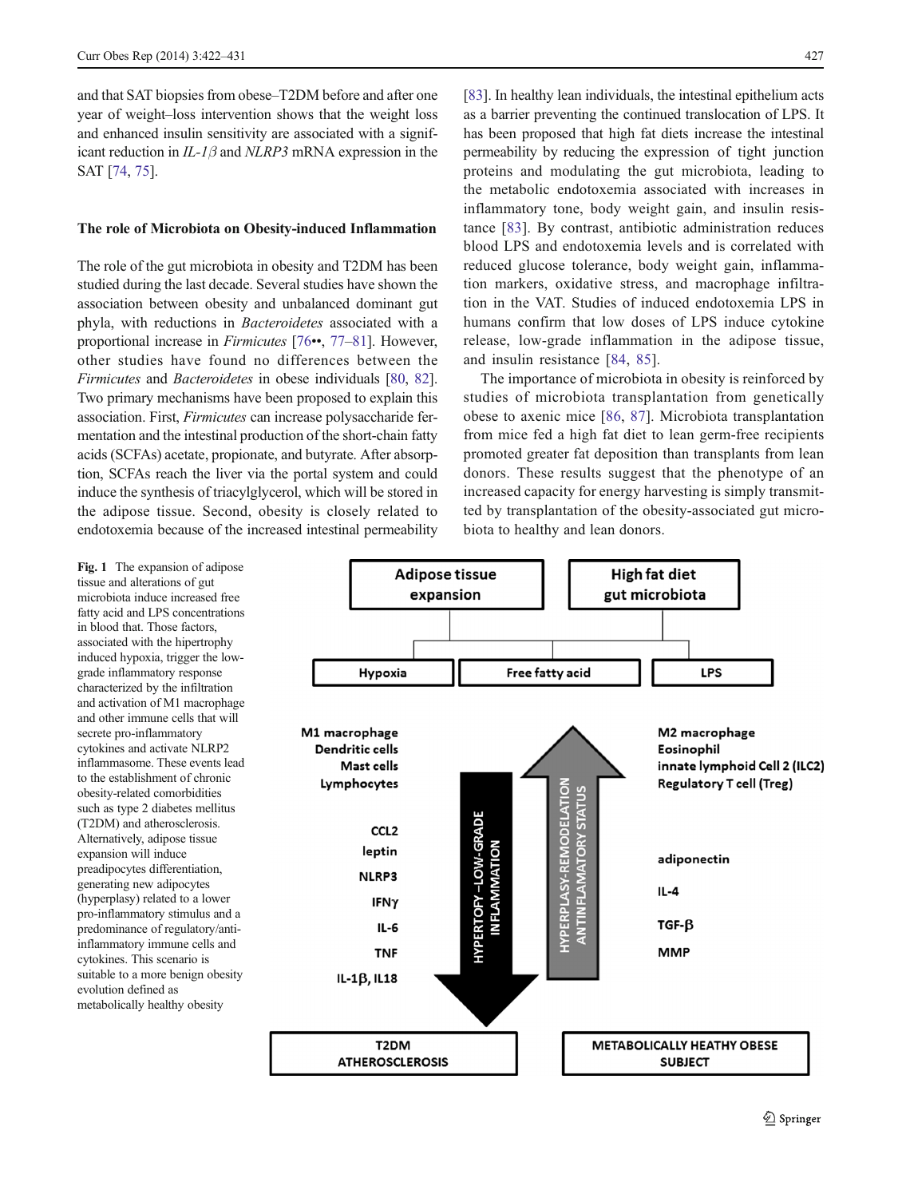and that SAT biopsies from obese–T2DM before and after one year of weight–loss intervention shows that the weight loss and enhanced insulin sensitivity are associated with a significant reduction in *IL-1β* and *NLRP3* mRNA expression in the SAT [74, 75].

### The role of Microbiota on Obesity-induced Inflammation

The role of the gut microbiota in obesity and T2DM has been studied during the last decade. Several studies have shown the association between obesity and unbalanced dominant gut phyla, with reductions in *Bacteroidetes* associated with a proportional increase in *Firmicutes* [76••, 77–81]. However, other studies have found no differences between the *Firmicutes* and *Bacteroidetes* in obese individuals [80, 82]. Two primary mechanisms have been proposed to explain this association. First, *Firmicutes* can increase polysaccharide fermentation and the intestinal production of the short-chain fatty acids (SCFAs) acetate, propionate, and butyrate. After absorption, SCFAs reach the liver via the portal system and could induce the synthesis of triacylglycerol, which will be stored in the adipose tissue. Second, obesity is closely related to endotoxemia because of the increased intestinal permeability [83]. In healthy lean individuals, the intestinal epithelium acts as a barrier preventing the continued translocation of LPS. It has been proposed that high fat diets increase the intestinal permeability by reducing the expression of tight junction proteins and modulating the gut microbiota, leading to the metabolic endotoxemia associated with increases in inflammatory tone, body weight gain, and insulin resistance [83]. By contrast, antibiotic administration reduces blood LPS and endotoxemia levels and is correlated with reduced glucose tolerance, body weight gain, inflammation markers, oxidative stress, and macrophage infiltration in the VAT. Studies of induced endotoxemia LPS in humans confirm that low doses of LPS induce cytokine release, low-grade inflammation in the adipose tissue, and insulin resistance [84, 85].

The importance of microbiota in obesity is reinforced by studies of microbiota transplantation from genetically obese to axenic mice [86, 87]. Microbiota transplantation from mice fed a high fat diet to lean germ-free recipients promoted greater fat deposition than transplants from lean donors. These results suggest that the phenotype of an increased capacity for energy harvesting is simply transmitted by transplantation of the obesity-associated gut microbiota to healthy and lean donors.

**Fig. 1** The expansion of adipose tissue and alterations of gut microbiota induce increased free fatty acid and LPS concentrations in blood that. Those factors, associated with the hipertrophy induced hypoxia, trigger the low-grade inflammatory response characterized by the infiltration and activation of M1 macrophage and other immune cells that will secrete pro-inflammatory cytokines and activate NLRP2 inflammasome. These events lead to the establishment of chronic obesity-related comorbidities such as type 2 diabetes mellitus (T2DM) and atherosclerosis. Alternatively, adipose tissue expansion will induce preadipocytes differentiation, generating new adipocytes (hyperplasy) related to a lower pro-inflammatory stimulus and a predominance of regulatory/anti-inflammatory immune cells and cytokines. This scenario is suitable to a more benign obesity evolution defined as metabolically healthy obesity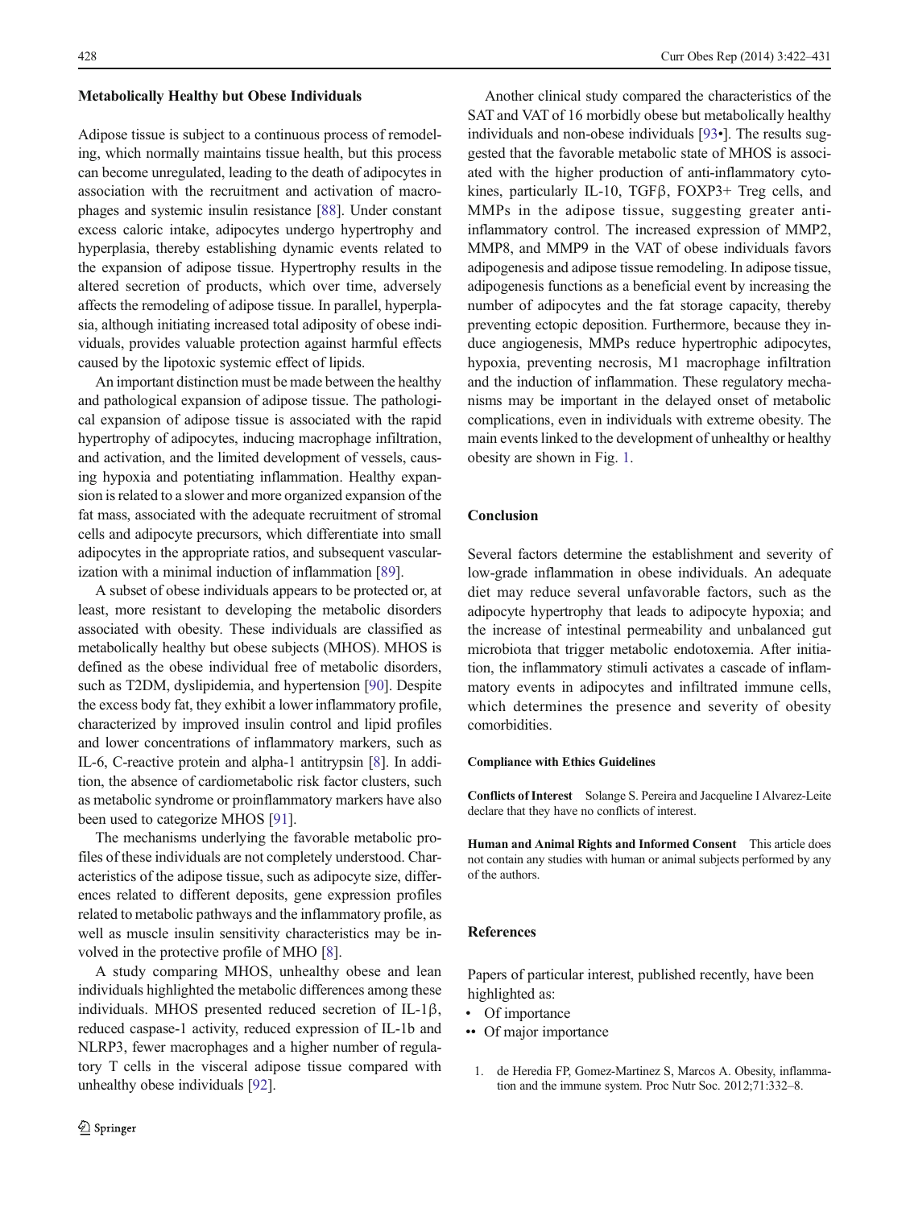## Metabolically Healthy but Obese Individuals

Adipose tissue is subject to a continuous process of remodeling, which normally maintains tissue health, but this process can become unregulated, leading to the death of adipocytes in association with the recruitment and activation of macrophages and systemic insulin resistance [88]. Under constant excess caloric intake, adipocytes undergo hypertrophy and hyperplasia, thereby establishing dynamic events related to the expansion of adipose tissue. Hypertrophy results in the altered secretion of products, which over time, adversely affects the remodeling of adipose tissue. In parallel, hyperplasia, although initiating increased total adiposity of obese individuals, provides valuable protection against harmful effects caused by the lipotoxic systemic effect of lipids.

An important distinction must be made between the healthy and pathological expansion of adipose tissue. The pathological expansion of adipose tissue is associated with the rapid hypertrophy of adipocytes, inducing macrophage infiltration, and activation, and the limited development of vessels, causing hypoxia and potentiating inflammation. Healthy expansion is related to a slower and more organized expansion of the fat mass, associated with the adequate recruitment of stromal cells and adipocyte precursors, which differentiate into small adipocytes in the appropriate ratios, and subsequent vascularization with a minimal induction of inflammation [89].

A subset of obese individuals appears to be protected or, at least, more resistant to developing the metabolic disorders associated with obesity. These individuals are classified as metabolically healthy but obese subjects (MHOS). MHOS is defined as the obese individual free of metabolic disorders, such as T2DM, dyslipidemia, and hypertension [90]. Despite the excess body fat, they exhibit a lower inflammatory profile, characterized by improved insulin control and lipid profiles and lower concentrations of inflammatory markers, such as IL-6, C-reactive protein and alpha-1 antitrypsin [8]. In addition, the absence of cardiometabolic risk factor clusters, such as metabolic syndrome or proinflammatory markers have also been used to categorize MHOS [91].

The mechanisms underlying the favorable metabolic profiles of these individuals are not completely understood. Characteristics of the adipose tissue, such as adipocyte size, differences related to different deposits, gene expression profiles related to metabolic pathways and the inflammatory profile, as well as muscle insulin sensitivity characteristics may be involved in the protective profile of MHO [8].

A study comparing MHOS, unhealthy obese and lean individuals highlighted the metabolic differences among these individuals. MHOS presented reduced secretion of IL-1β, reduced caspase-1 activity, reduced expression of IL-1b and NLRP3, fewer macrophages and a higher number of regulatory T cells in the visceral adipose tissue compared with unhealthy obese individuals [92].

Another clinical study compared the characteristics of the SAT and VAT of 16 morbidly obese but metabolically healthy individuals and non-obese individuals [93•]. The results suggested that the favorable metabolic state of MHOS is associated with the higher production of anti-inflammatory cytokines, particularly IL-10, TGFβ, FOXP3+ Treg cells, and MMPs in the adipose tissue, suggesting greater anti-inflammatory control. The increased expression of MMP2, MMP8, and MMP9 in the VAT of obese individuals favors adipogenesis and adipose tissue remodeling. In adipose tissue, adipogenesis functions as a beneficial event by increasing the number of adipocytes and the fat storage capacity, thereby preventing ectopic deposition. Furthermore, because they induce angiogenesis, MMPs reduce hypertrophic adipocytes, hypoxia, preventing necrosis, M1 macrophage infiltration and the induction of inflammation. These regulatory mechanisms may be important in the delayed onset of metabolic complications, even in individuals with extreme obesity. The main events linked to the development of unhealthy or healthy obesity are shown in Fig. 1.

## Conclusion

Several factors determine the establishment and severity of low-grade inflammation in obese individuals. An adequate diet may reduce several unfavorable factors, such as the adipocyte hypertrophy that leads to adipocyte hypoxia; and the increase of intestinal permeability and unbalanced gut microbiota that trigger metabolic endotoxemia. After initiation, the inflammatory stimuli activates a cascade of inflammatory events in adipocytes and infiltrated immune cells, which determines the presence and severity of obesity comorbidities.

#### Compliance with Ethics Guidelines

**Conflicts of Interest** Solange S. Pereira and Jacqueline I Alvarez-Leite declare that they have no conflicts of interest.

**Human and Animal Rights and Informed Consent** This article does not contain any studies with human or animal subjects performed by any of the authors.

## References

Papers of particular interest, published recently, have been highlighted as:

- • Of importance
- •• Of major importance

1. de Heredia FP, Gomez-Martinez S, Marcos A. Obesity, inflammation and the immune system. Proc Nutr Soc. 2012;71:332–8.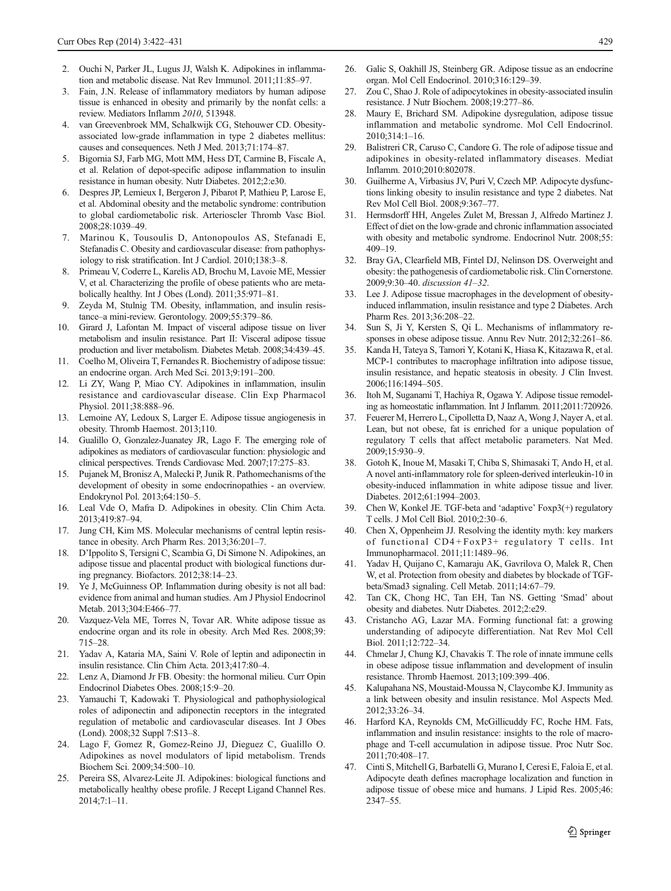2. Ouchi N, Parker JL, Lugus JJ, Walsh K. Adipokines in inflammation and metabolic disease. Nat Rev Immunol. 2011;11:85–97.
3. Fain, J.N. Release of inflammatory mediators by human adipose tissue is enhanced in obesity and primarily by the nonfat cells: a review. Mediators Inflamm *2010*, 513948.
4. van Greevenbroek MM, Schalkwijk CG, Stehouwer CD. Obesity-associated low-grade inflammation in type 2 diabetes mellitus: causes and consequences. Neth J Med. 2013;71:174–87.
5. Bigornia SJ, Farb MG, Mott MM, Hess DT, Carmine B, Fiscale A, et al. Relation of depot-specific adipose inflammation to insulin resistance in human obesity. Nutr Diabetes. 2012;2:e30.
6. Despres JP, Lemieux I, Bergeron J, Pibarot P, Mathieu P, Larose E, et al. Abdominal obesity and the metabolic syndrome: contribution to global cardiometabolic risk. Arterioscler Thromb Vasc Biol. 2008;28:1039–49.
7. Marinou K, Tousoulis D, Antonopoulos AS, Stefanadi E, Stefanadis C. Obesity and cardiovascular disease: from pathophysiology to risk stratification. Int J Cardiol. 2010;138:3–8.
8. Primeau V, Coderre L, Karelis AD, Brochu M, Lavoie ME, Messier V, et al. Characterizing the profile of obese patients who are metabolically healthy. Int J Obes (Lond). 2011;35:971–81.
9. Zeyda M, Stulnig TM. Obesity, inflammation, and insulin resistance–a mini-review. Gerontology. 2009;55:379–86.
10. Girard J, Lafontan M. Impact of visceral adipose tissue on liver metabolism and insulin resistance. Part II: Visceral adipose tissue production and liver metabolism. Diabetes Metab. 2008;34:439–45.
11. Coelho M, Oliveira T, Fernandes R. Biochemistry of adipose tissue: an endocrine organ. Arch Med Sci. 2013;9:191–200.
12. Li ZY, Wang P, Miao CY. Adipokines in inflammation, insulin resistance and cardiovascular disease. Clin Exp Pharmacol Physiol. 2011;38:888–96.
13. Lemoine AY, Ledoux S, Larger E. Adipose tissue angiogenesis in obesity. Thromb Haemost. 2013;110.
14. Gualillo O, Gonzalez-Juanatey JR, Lago F. The emerging role of adipokines as mediators of cardiovascular function: physiologic and clinical perspectives. Trends Cardiovasc Med. 2007;17:275–83.
15. Pujanek M, Bronisz A, Malecki P, Junik R. Pathomechanisms of the development of obesity in some endocrinopathies - an overview. Endokrynol Pol. 2013;64:150–5.
16. Leal Vde O, Mafra D. Adipokines in obesity. Clin Chim Acta. 2013;419:87–94.
17. Jung CH, Kim MS. Molecular mechanisms of central leptin resistance in obesity. Arch Pharm Res. 2013;36:201–7.
18. D'Ippolito S, Tersigni C, Scambia G, Di Simone N. Adipokines, an adipose tissue and placental product with biological functions during pregnancy. Biofactors. 2012;38:14–23.
19. Ye J, McGuinness OP. Inflammation during obesity is not all bad: evidence from animal and human studies. Am J Physiol Endocrinol Metab. 2013;304:E466–77.
20. Vazquez-Vela ME, Torres N, Tovar AR. White adipose tissue as endocrine organ and its role in obesity. Arch Med Res. 2008;39: 715–28.
21. Yadav A, Kataria MA, Saini V. Role of leptin and adiponectin in insulin resistance. Clin Chim Acta. 2013;417:80–4.
22. Lenz A, Diamond Jr FB. Obesity: the hormonal milieu. Curr Opin Endocrinol Diabetes Obes. 2008;15:9–20.
23. Yamauchi T, Kadowaki T. Physiological and pathophysiological roles of adiponectin and adiponectin receptors in the integrated regulation of metabolic and cardiovascular diseases. Int J Obes (Lond). 2008;32 Suppl 7:S13–8.
24. Lago F, Gomez R, Gomez-Reino JJ, Dieguez C, Gualillo O. Adipokines as novel modulators of lipid metabolism. Trends Biochem Sci. 2009;34:500–10.
25. Pereira SS, Alvarez-Leite JI. Adipokines: biological functions and metabolically healthy obese profile. J Recept Ligand Channel Res. 2014;7:1–11.
26. Galic S, Oakhill JS, Steinberg GR. Adipose tissue as an endocrine organ. Mol Cell Endocrinol. 2010;316:129–39.
27. Zou C, Shao J. Role of adipocytokines in obesity-associated insulin resistance. J Nutr Biochem. 2008;19:277–86.
28. Maury E, Brichard SM. Adipokine dysregulation, adipose tissue inflammation and metabolic syndrome. Mol Cell Endocrinol. 2010;314:1–16.
29. Balistreri CR, Caruso C, Candore G. The role of adipose tissue and adipokines in obesity-related inflammatory diseases. Mediat Inflamm. 2010;2010:802078.
30. Guilherme A, Virbasius JV, Puri V, Czech MP. Adipocyte dysfunctions linking obesity to insulin resistance and type 2 diabetes. Nat Rev Mol Cell Biol. 2008;9:367–77.
31. Hermsdorff HH, Angeles Zulet M, Bressan J, Alfredo Martinez J. Effect of diet on the low-grade and chronic inflammation associated with obesity and metabolic syndrome. Endocrinol Nutr. 2008;55: 409–19.
32. Bray GA, Clearfield MB, Fintel DJ, Nelinson DS. Overweight and obesity: the pathogenesis of cardiometabolic risk. Clin Cornerstone. 2009;9:30–40. *discussion 41–32*.
33. Lee J. Adipose tissue macrophages in the development of obesity-induced inflammation, insulin resistance and type 2 Diabetes. Arch Pharm Res. 2013;36:208–22.
34. Sun S, Ji Y, Kersten S, Qi L. Mechanisms of inflammatory responses in obese adipose tissue. Annu Rev Nutr. 2012;32:261–86.
35. Kanda H, Tateya S, Tamori Y, Kotani K, Hiasa K, Kitazawa R, et al. MCP-1 contributes to macrophage infiltration into adipose tissue, insulin resistance, and hepatic steatosis in obesity. J Clin Invest. 2006;116:1494–505.
36. Itoh M, Suganami T, Hachiya R, Ogawa Y. Adipose tissue remodeling as homeostatic inflammation. Int J Inflamm. 2011;2011:720926.
37. Feuerer M, Herrero L, Cipolletta D, Naaz A, Wong J, Nayer A, et al. Lean, but not obese, fat is enriched for a unique population of regulatory T cells that affect metabolic parameters. Nat Med. 2009;15:930–9.
38. Gotoh K, Inoue M, Masaki T, Chiba S, Shimasaki T, Ando H, et al. A novel anti-inflammatory role for spleen-derived interleukin-10 in obesity-induced inflammation in white adipose tissue and liver. Diabetes. 2012;61:1994–2003.
39. Chen W, Konkel JE. TGF-beta and 'adaptive' Foxp3(+) regulatory T cells. J Mol Cell Biol. 2010;2:30–6.
40. Chen X, Oppenheim JJ. Resolving the identity myth: key markers of functional CD4+FoxP3+ regulatory T cells. Int Immunopharmacol. 2011;11:1489–96.
41. Yadav H, Quijano C, Kamaraju AK, Gavrilova O, Malek R, Chen W, et al. Protection from obesity and diabetes by blockade of TGF-beta/Smad3 signaling. Cell Metab. 2011;14:67–79.
42. Tan CK, Chong HC, Tan EH, Tan NS. Getting 'Smad' about obesity and diabetes. Nutr Diabetes. 2012;2:e29.
43. Cristancho AG, Lazar MA. Forming functional fat: a growing understanding of adipocyte differentiation. Nat Rev Mol Cell Biol. 2011;12:722–34.
44. Chmelar J, Chung KJ, Chavakis T. The role of innate immune cells in obese adipose tissue inflammation and development of insulin resistance. Thromb Haemost. 2013;109:399–406.
45. Kalupahana NS, Moustaid-Moussa N, Claycombe KJ. Immunity as a link between obesity and insulin resistance. Mol Aspects Med. 2012;33:26–34.
46. Harford KA, Reynolds CM, McGillicuddy FC, Roche HM. Fats, inflammation and insulin resistance: insights to the role of macrophage and T-cell accumulation in adipose tissue. Proc Nutr Soc. 2011;70:408–17.
47. Cinti S, Mitchell G, Barbatelli G, Murano I, Ceresi E, Faloia E, et al. Adipocyte death defines macrophage localization and function in adipose tissue of obese mice and humans. J Lipid Res. 2005;46: 2347–55.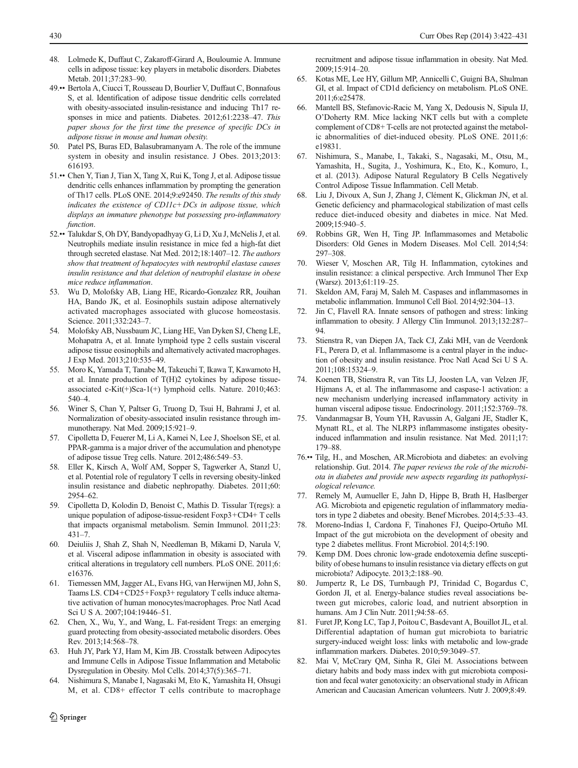48. Lolmede K, Duffaut C, Zakaroff-Girard A, Bouloumie A. Immune cells in adipose tissue: key players in metabolic disorders. Diabetes Metab. 2011;37:283–90.
49.•• Bertola A, Ciucci T, Rousseau D, Bourlier V, Duffaut C, Bonnafous S, et al. Identification of adipose tissue dendritic cells correlated with obesity-associated insulin-resistance and inducing Th17 responses in mice and patients. Diabetes. 2012;61:2238–47. *This paper shows for the first time the presence of specific DCs in adipose tissue in mouse and human obesity.*
50. Patel PS, Buras ED, Balasubramanyam A. The role of the immune system in obesity and insulin resistance. J Obes. 2013;2013: 616193.
51.•• Chen Y, Tian J, Tian X, Tang X, Rui K, Tong J, et al. Adipose tissue dendritic cells enhances inflammation by prompting the generation of Th17 cells. PLoS ONE. 2014;9:e92450. *The results of this study indicates the existence of CD11c+ DCs in adipose tissue, which displays an immature phenotype but possessing pro-inflammatory function.*
52.•• Talukdar S, Oh DY, Bandyopadhyay G, Li D, Xu J, McNelis J, et al. Neutrophils mediate insulin resistance in mice fed a high-fat diet through secreted elastase. Nat Med. 2012;18:1407–12. *The authors show that treatment of hepatocytes with neutrophil elastase causes insulin resistance and that deletion of neutrophil elastase in obese mice reduce inflammation.*
53. Wu D, Molofsky AB, Liang HE, Ricardo-Gonzalez RR, Jouihan HA, Bando JK, et al. Eosinophils sustain adipose alternatively activated macrophages associated with glucose homeostasis. Science. 2011;332:243–7.
54. Molofsky AB, Nussbaum JC, Liang HE, Van Dyken SJ, Cheng LE, Mohapatra A, et al. Innate lymphoid type 2 cells sustain visceral adipose tissue eosinophils and alternatively activated macrophages. J Exp Med. 2013;210:535–49.
55. Moro K, Yamada T, Tanabe M, Takeuchi T, Ikawa T, Kawamoto H, et al. Innate production of T(H)2 cytokines by adipose tissue-associated c-Kit(+)Sca-1(+) lymphoid cells. Nature. 2010;463: 540–4.
56. Winer S, Chan Y, Paltser G, Truong D, Tsui H, Bahrami J, et al. Normalization of obesity-associated insulin resistance through immunotherapy. Nat Med. 2009;15:921–9.
57. Cipolletta D, Feuerer M, Li A, Kamei N, Lee J, Shoelson SE, et al. PPAR-gamma is a major driver of the accumulation and phenotype of adipose tissue Treg cells. Nature. 2012;486:549–53.
58. Eller K, Kirsch A, Wolf AM, Sopper S, Tagwerker A, Stanzl U, et al. Potential role of regulatory T cells in reversing obesity-linked insulin resistance and diabetic nephropathy. Diabetes. 2011;60: 2954–62.
59. Cipolletta D, Kolodin D, Benoist C, Mathis D. Tissular T(regs): a unique population of adipose-tissue-resident Foxp3+CD4+ T cells that impacts organismal metabolism. Semin Immunol. 2011;23: 431–7.
60. Deiuliis J, Shah Z, Shah N, Needleman B, Mikami D, Narula V, et al. Visceral adipose inflammation in obesity is associated with critical alterations in tregulatory cell numbers. PLoS ONE. 2011;6: e16376.
61. Tiemessen MM, Jagger AL, Evans HG, van Herwijnen MJ, John S, Taams LS. CD4+CD25+Foxp3+ regulatory T cells induce alternative activation of human monocytes/macrophages. Proc Natl Acad Sci U S A. 2007;104:19446–51.
62. Chen, X., Wu, Y., and Wang, L. Fat-resident Tregs: an emerging guard protecting from obesity-associated metabolic disorders. Obes Rev. 2013;14:568–78.
63. Huh JY, Park YJ, Ham M, Kim JB. Crosstalk between Adipocytes and Immune Cells in Adipose Tissue Inflammation and Metabolic Dysregulation in Obesity. Mol Cells. 2014;37(5):365–71.
64. Nishimura S, Manabe I, Nagasaki M, Eto K, Yamashita H, Ohsugi M, et al. CD8+ effector T cells contribute to macrophage recruitment and adipose tissue inflammation in obesity. Nat Med. 2009;15:914–20.
65. Kotas ME, Lee HY, Gillum MP, Annicelli C, Guigni BA, Shulman GI, et al. Impact of CD1d deficiency on metabolism. PLoS ONE. 2011;6:e25478.
66. Mantell BS, Stefanovic-Racic M, Yang X, Dedousis N, Sipula IJ, O'Doherty RM. Mice lacking NKT cells but with a complete complement of CD8+ T-cells are not protected against the metabolic abnormalities of diet-induced obesity. PLoS ONE. 2011;6: e19831.
67. Nishimura, S., Manabe, I., Takaki, S., Nagasaki, M., Otsu, M., Yamashita, H., Sugita, J., Yoshimura, K., Eto, K., Komuro, I., et al. (2013). Adipose Natural Regulatory B Cells Negatively Control Adipose Tissue Inflammation. Cell Metab.
68. Liu J, Divoux A, Sun J, Zhang J, Clément K, Glickman JN, et al. Genetic deficiency and pharmacological stabilization of mast cells reduce diet-induced obesity and diabetes in mice. Nat Med. 2009;15:940–5.
69. Robbins GR, Wen H, Ting JP. Inflammasomes and Metabolic Disorders: Old Genes in Modern Diseases. Mol Cell. 2014;54: 297–308.
70. Wieser V, Moschen AR, Tilg H. Inflammation, cytokines and insulin resistance: a clinical perspective. Arch Immunol Ther Exp (Warsz). 2013;61:119–25.
71. Skeldon AM, Faraj M, Saleh M. Caspases and inflammasomes in metabolic inflammation. Immunol Cell Biol. 2014;92:304–13.
72. Jin C, Flavell RA. Innate sensors of pathogen and stress: linking inflammation to obesity. J Allergy Clin Immunol. 2013;132:287–94.
73. Stienstra R, van Diepen JA, Tack CJ, Zaki MH, van de Veerdonk FL, Perera D, et al. Inflammasome is a central player in the induction of obesity and insulin resistance. Proc Natl Acad Sci U S A. 2011;108:15324–9.
74. Koenen TB, Stienstra R, van Tits LJ, Joosten LA, van Velzen JF, Hijmans A, et al. The inflammasome and caspase-1 activation: a new mechanism underlying increased inflammatory activity in human visceral adipose tissue. Endocrinology. 2011;152:3769–78.
75. Vandanmagsar B, Youm YH, Ravussin A, Galgani JE, Stadler K, Mynatt RL, et al. The NLRP3 inflammasome instigates obesity-induced inflammation and insulin resistance. Nat Med. 2011;17: 179–88.
76.•• Tilg, H., and Moschen, AR.Microbiota and diabetes: an evolving relationship. Gut. 2014. *The paper reviews the role of the microbiota in diabetes and provide new aspects regarding its pathophysiological relevance.*
77. Remely M, Aumueller E, Jahn D, Hippe B, Brath H, Haslberger AG. Microbiota and epigenetic regulation of inflammatory mediators in type 2 diabetes and obesity. Benef Microbes. 2014;5:33–43.
78. Moreno-Indias I, Cardona F, Tinahones FJ, Queipo-Ortuño MI. Impact of the gut microbiota on the development of obesity and type 2 diabetes mellitus. Front Microbiol. 2014;5:190.
79. Kemp DM. Does chronic low-grade endotoxemia define susceptibility of obese humans to insulin resistance via dietary effects on gut microbiota? Adipocyte. 2013;2:188–90.
80. Jumpertz R, Le DS, Turnbaugh PJ, Trinidad C, Bogardus C, Gordon JI, et al. Energy-balance studies reveal associations between gut microbes, caloric load, and nutrient absorption in humans. Am J Clin Nutr. 2011;94:58–65.
81. Furet JP, Kong LC, Tap J, Poitou C, Basdevant A, Bouillot JL, et al. Differential adaptation of human gut microbiota to bariatric surgery-induced weight loss: links with metabolic and low-grade inflammation markers. Diabetes. 2010;59:3049–57.
82. Mai V, McCrary QM, Sinha R, Glei M. Associations between dietary habits and body mass index with gut microbiota composition and fecal water genotoxicity: an observational study in African American and Caucasian American volunteers. Nutr J. 2009;8:49.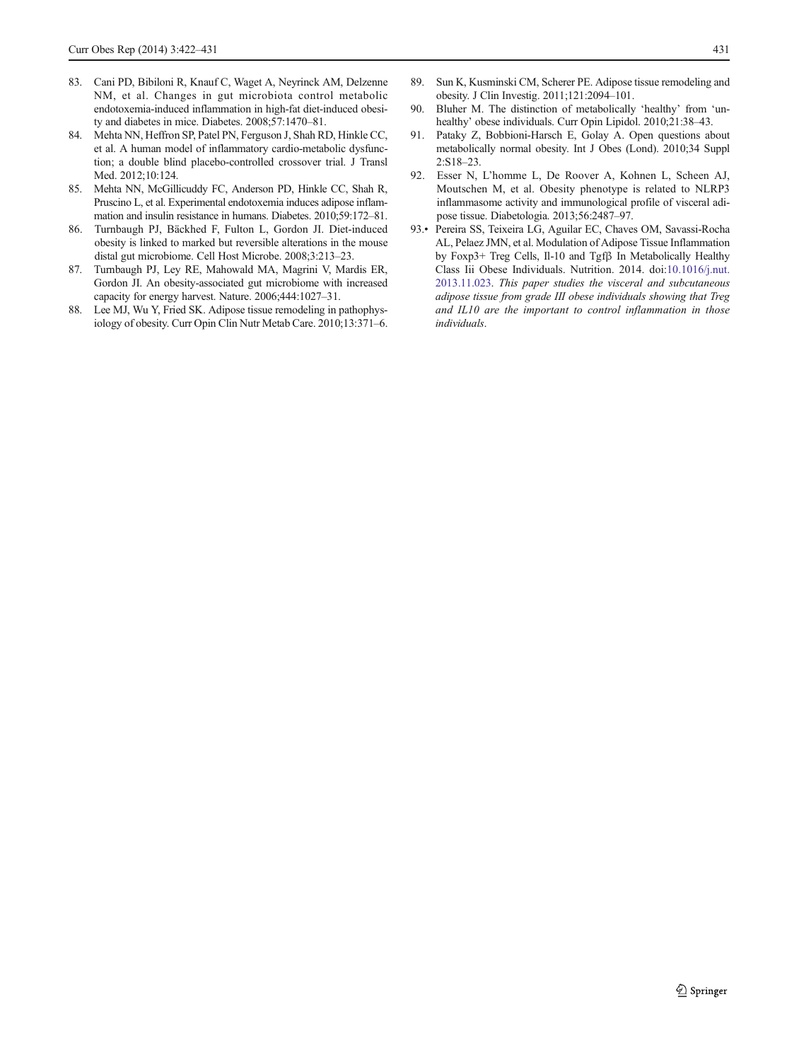83. Cani PD, Bibiloni R, Knauf C, Waget A, Neyrinck AM, Delzenne NM, et al. Changes in gut microbiota control metabolic endotoxemia-induced inflammation in high-fat diet-induced obesity and diabetes in mice. Diabetes. 2008;57:1470–81.
84. Mehta NN, Heffron SP, Patel PN, Ferguson J, Shah RD, Hinkle CC, et al. A human model of inflammatory cardio-metabolic dysfunction; a double blind placebo-controlled crossover trial. J Transl Med. 2012;10:124.
85. Mehta NN, McGillicuddy FC, Anderson PD, Hinkle CC, Shah R, Pruscino L, et al. Experimental endotoxemia induces adipose inflammation and insulin resistance in humans. Diabetes. 2010;59:172–81.
86. Turnbaugh PJ, Bäckhed F, Fulton L, Gordon JI. Diet-induced obesity is linked to marked but reversible alterations in the mouse distal gut microbiome. Cell Host Microbe. 2008;3:213–23.
87. Turnbaugh PJ, Ley RE, Mahowald MA, Magrini V, Mardis ER, Gordon JI. An obesity-associated gut microbiome with increased capacity for energy harvest. Nature. 2006;444:1027–31.
88. Lee MJ, Wu Y, Fried SK. Adipose tissue remodeling in pathophysiology of obesity. Curr Opin Clin Nutr Metab Care. 2010;13:371–6.
89. Sun K, Kusminski CM, Scherer PE. Adipose tissue remodeling and obesity. J Clin Investig. 2011;121:2094–101.
90. Bluher M. The distinction of metabolically 'healthy' from 'unhealthy' obese individuals. Curr Opin Lipidol. 2010;21:38–43.
91. Pataky Z, Bobbioni-Harsch E, Golay A. Open questions about metabolically normal obesity. Int J Obes (Lond). 2010;34 Suppl 2:S18–23.
92. Esser N, L'homme L, De Roover A, Kohnen L, Scheen AJ, Moutschen M, et al. Obesity phenotype is related to NLRP3 inflammasome activity and immunological profile of visceral adipose tissue. Diabetologia. 2013;56:2487–97.
93.• Pereira SS, Teixeira LG, Aguilar EC, Chaves OM, Savassi-Rocha AL, Pelaez JMN, et al. Modulation of Adipose Tissue Inflammation by Foxp3+ Treg Cells, Il-10 and Tgfβ In Metabolically Healthy Class Iii Obese Individuals. Nutrition. 2014. doi:10.1016/j.nut.2013.11.023. *This paper studies the visceral and subcutaneous adipose tissue from grade III obese individuals showing that Treg and IL10 are the important to control inflammation in those individuals*.